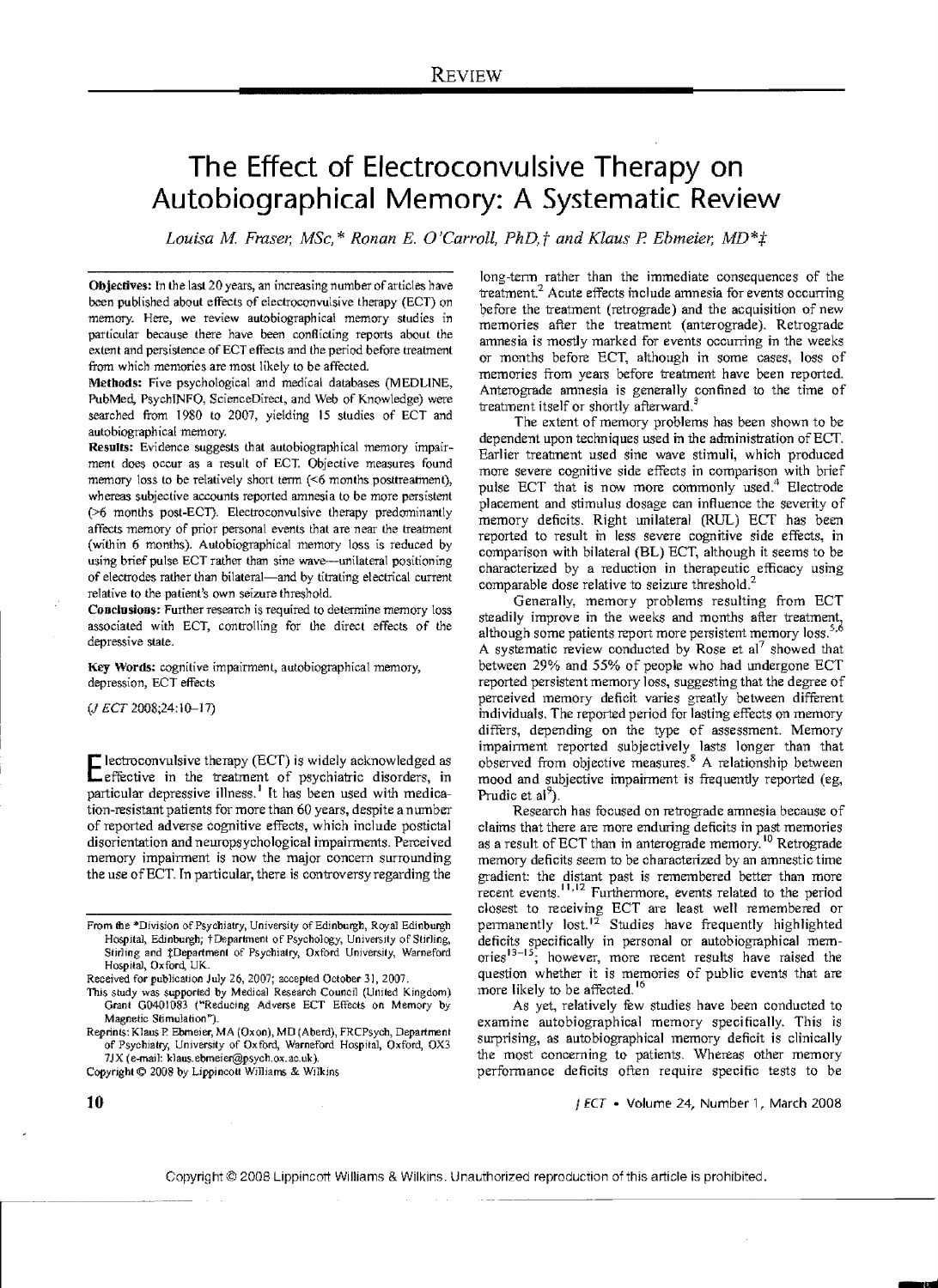# The Effect of Electroconvulsive Therapy on Autobiographical Memory: A Systematic Review

*Louisa M. Fraser, MSc,\* Ronan E. O'Carroll, PhD,† and Klaus P. Ebmeier, MD\*‡*

**Objectives:** In the last 20 years, an increasing number of articles have been published about effects of electroconvulsive therapy (ECT) on memory. Here, we review autobiographical memory studies in particular because there have been conflicting reports about the extent and persistence of ECT effects and the period before treatment from which memories are most likely to be affected.

**Methods:** Five psychological and medical databases (MEDLINE, PubMed, PsychINFO, ScienceDirect, and Web of Knowledge) were searched from 1980 to 2007, yielding 15 studies of ECT and autobiographical memory.

**Results:** Evidence suggests that autobiographical memory impairment does occur as a result of ECT. Objective measures found memory loss to be relatively short term (<6 months posttreatment), whereas subjective accounts reported amnesia to be more persistent (>6 months post-ECT). Electroconvulsive therapy predominantly affects memory of prior personal events that are near the treatment (within 6 months). Autobiographical memory loss is reduced by using brief pulse ECT rather than sine wave—unilateral positioning of electrodes rather than bilateral—and by titrating electrical current relative to the patient's own seizure threshold.

**Conclusions:** Further research is required to determine memory loss associated with ECT, controlling for the direct effects of the depressive state.

**Key Words:** cognitive impairment, autobiographical memory, depression, ECT effects

(*J ECT* 2008;24:10–17)

Electroconvulsive therapy (ECT) is widely acknowledged as effective in the treatment of psychiatric disorders, in particular depressive illness.[1] It has been used with medication-resistant patients for more than 60 years, despite a number of reported adverse cognitive effects, which include postictal disorientation and neuropsychological impairments. Perceived memory impairment is now the major concern surrounding the use of ECT. In particular, there is controversy regarding the long-term rather than the immediate consequences of the treatment.[2] Acute effects include amnesia for events occurring before the treatment (retrograde) and the acquisition of new memories after the treatment (anterograde). Retrograde amnesia is mostly marked for events occurring in the weeks or months before ECT, although in some cases, loss of memories from years before treatment have been reported. Anterograde amnesia is generally confined to the time of treatment itself or shortly afterward.[3]

The extent of memory problems has been shown to be dependent upon techniques used in the administration of ECT. Earlier treatment used sine wave stimuli, which produced more severe cognitive side effects in comparison with brief pulse ECT that is now more commonly used.[4] Electrode placement and stimulus dosage can influence the severity of memory deficits. Right unilateral (RUL) ECT has been reported to result in less severe cognitive side effects, in comparison with bilateral (BL) ECT, although it seems to be characterized by a reduction in therapeutic efficacy using comparable dose relative to seizure threshold.[2]

Generally, memory problems resulting from ECT steadily improve in the weeks and months after treatment, although some patients report more persistent memory loss.[5,6] A systematic review conducted by Rose et al[7] showed that between 29% and 55% of people who had undergone ECT reported persistent memory loss, suggesting that the degree of perceived memory deficit varies greatly between different individuals. The reported period for lasting effects on memory differs, depending on the type of assessment. Memory impairment reported subjectively lasts longer than that observed from objective measures.[8] A relationship between mood and subjective impairment is frequently reported (eg, Prudic et al[9]).

Research has focused on retrograde amnesia because of claims that there are more enduring deficits in past memories as a result of ECT than in anterograde memory.[10] Retrograde memory deficits seem to be characterized by an amnestic time gradient: the distant past is remembered better than more recent events.[11,12] Furthermore, events related to the period closest to receiving ECT are least well remembered or permanently lost.[12] Studies have frequently highlighted deficits specifically in personal or autobiographical memories[13–15]; however, more recent results have raised the question whether it is memories of public events that are more likely to be affected.[16]

As yet, relatively few studies have been conducted to examine autobiographical memory specifically. This is surprising, as autobiographical memory deficit is clinically the most concerning to patients. Whereas other memory performance deficits often require specific tests to be

From the \*Division of Psychiatry, University of Edinburgh, Royal Edinburgh Hospital, Edinburgh; †Department of Psychology, University of Stirling, Stirling and ‡Department of Psychiatry, Oxford University, Warneford Hospital, Oxford, UK.

Received for publication July 26, 2007; accepted October 31, 2007.

This study was supported by Medical Research Council (United Kingdom) Grant G0401083 ("Reducing Adverse ECT Effects on Memory by Magnetic Stimulation").

Reprints: Klaus P. Ebmeier, MA (Oxon), MD (Aberd), FRCPsych, Department of Psychiatry, University of Oxford, Warneford Hospital, Oxford, OX3 7JX (e-mail: klaus.ebmeier@psych.ox.ac.uk).

Copyright © 2008 by Lippincott Williams & Wilkins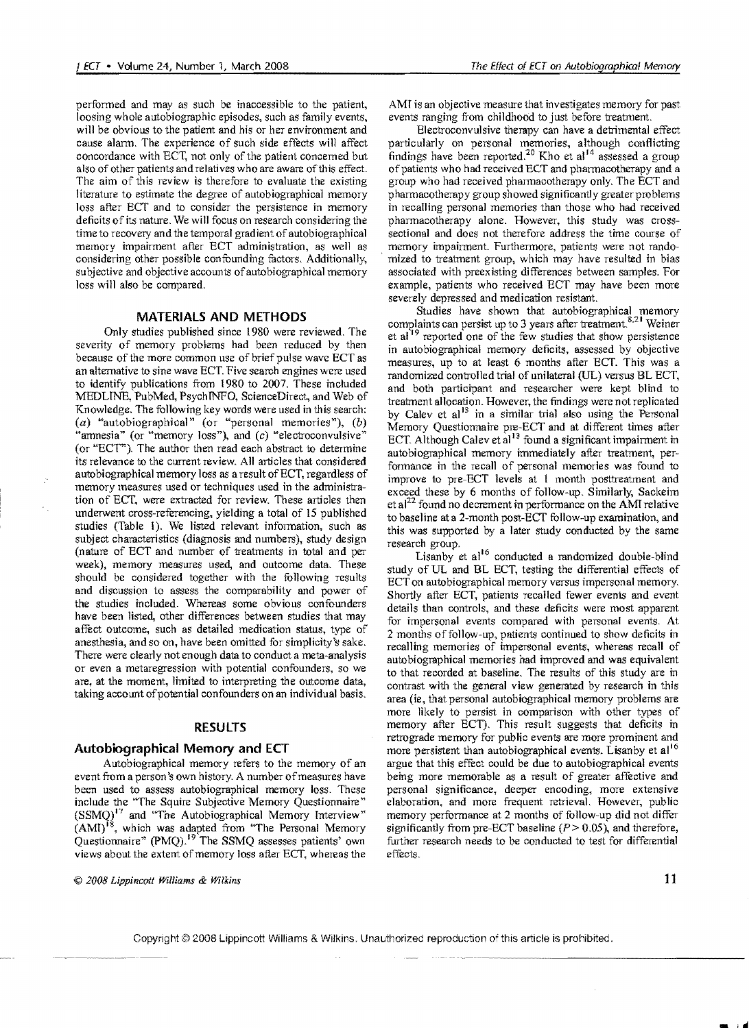performed and may as such be inaccessible to the patient, loosing whole autobiographic episodes, such as family events, will be obvious to the patient and his or her environment and cause alarm. The experience of such side effects will affect concordance with ECT, not only of the patient concerned but also of other patients and relatives who are aware of this effect. The aim of this review is therefore to evaluate the existing literature to estimate the degree of autobiographical memory loss after ECT and to consider the persistence in memory deficits of its nature. We will focus on research considering the time to recovery and the temporal gradient of autobiographical memory impairment after ECT administration, as well as considering other possible confounding factors. Additionally, subjective and objective accounts of autobiographical memory loss will also be compared.

## MATERIALS AND METHODS

Only studies published since 1980 were reviewed. The severity of memory problems had been reduced by then because of the more common use of brief pulse wave ECT as an alternative to sine wave ECT. Five search engines were used to identify publications from 1980 to 2007. These included MEDLINE, PubMed, PsychINFO, ScienceDirect, and Web of Knowledge. The following key words were used in this search: (*a*) "autobiographical" (or "personal memories"), (*b*) "amnesia" (or "memory loss"), and (*c*) "electroconvulsive" (or "ECT"). The author then read each abstract to determine its relevance to the current review. All articles that considered autobiographical memory loss as a result of ECT, regardless of memory measures used or techniques used in the administration of ECT, were extracted for review. These articles then underwent cross-referencing, yielding a total of 15 published studies (Table 1). We listed relevant information, such as subject characteristics (diagnosis and numbers), study design (nature of ECT and number of treatments in total and per week), memory measures used, and outcome data. These should be considered together with the following results and discussion to assess the comparability and power of the studies included. Whereas some obvious confounders have been listed, other differences between studies that may affect outcome, such as detailed medication status, type of anesthesia, and so on, have been omitted for simplicity's sake. There were clearly not enough data to conduct a meta-analysis or even a metaregression with potential confounders, so we are, at the moment, limited to interpreting the outcome data, taking account of potential confounders on an individual basis.

## RESULTS

### Autobiographical Memory and ECT

Autobiographical memory refers to the memory of an event from a person's own history. A number of measures have been used to assess autobiographical memory loss. These include the "The Squire Subjective Memory Questionnaire" (SSMQ)[17] and "The Autobiographical Memory Interview" (AMI)[18], which was adapted from "The Personal Memory Questionnaire" (PMQ).[19] The SSMQ assesses patients' own views about the extent of memory loss after ECT, whereas the AMI is an objective measure that investigates memory for past events ranging from childhood to just before treatment.

Electroconvulsive therapy can have a detrimental effect particularly on personal memories, although conflicting findings have been reported.[20] Kho et al[14] assessed a group of patients who had received ECT and pharmacotherapy and a group who had received pharmacotherapy only. The ECT and pharmacotherapy group showed significantly greater problems in recalling personal memories than those who had received pharmacotherapy alone. However, this study was cross-sectional and does not therefore address the time course of memory impairment. Furthermore, patients were not randomized to treatment group, which may have resulted in bias associated with preexisting differences between samples. For example, patients who received ECT may have been more severely depressed and medication resistant.

Studies have shown that autobiographical memory complaints can persist up to 3 years after treatment.[8,21] Weiner et al[19] reported one of the few studies that show persistence in autobiographical memory deficits, assessed by objective measures, up to at least 6 months after ECT. This was a randomized controlled trial of unilateral (UL) versus BL ECT, and both participant and researcher were kept blind to treatment allocation. However, the findings were not replicated by Calev et al[13] in a similar trial also using the Personal Memory Questionnaire pre-ECT and at different times after ECT. Although Calev et al[13] found a significant impairment in autobiographical memory immediately after treatment, performance in the recall of personal memories was found to improve to pre-ECT levels at 1 month posttreatment and exceed these by 6 months of follow-up. Similarly, Sackeim et al[22] found no decrement in performance on the AMI relative to baseline at a 2-month post-ECT follow-up examination, and this was supported by a later study conducted by the same research group.

Lisanby et al[16] conducted a randomized double-blind study of UL and BL ECT, testing the differential effects of ECT on autobiographical memory versus impersonal memory. Shortly after ECT, patients recalled fewer events and event details than controls, and these deficits were most apparent for impersonal events compared with personal events. At 2 months of follow-up, patients continued to show deficits in recalling memories of impersonal events, whereas recall of autobiographical memories had improved and was equivalent to that recorded at baseline. The results of this study are in contrast with the general view generated by research in this area (ie, that personal autobiographical memory problems are more likely to persist in comparison with other types of memory after ECT). This result suggests that deficits in retrograde memory for public events are more prominent and more persistent than autobiographical events. Lisanby et al[16] argue that this effect could be due to autobiographical events being more memorable as a result of greater affective and personal significance, deeper encoding, more extensive elaboration, and more frequent retrieval. However, public memory performance at 2 months of follow-up did not differ significantly from pre-ECT baseline ($P > 0.05$), and therefore, further research needs to be conducted to test for differential effects.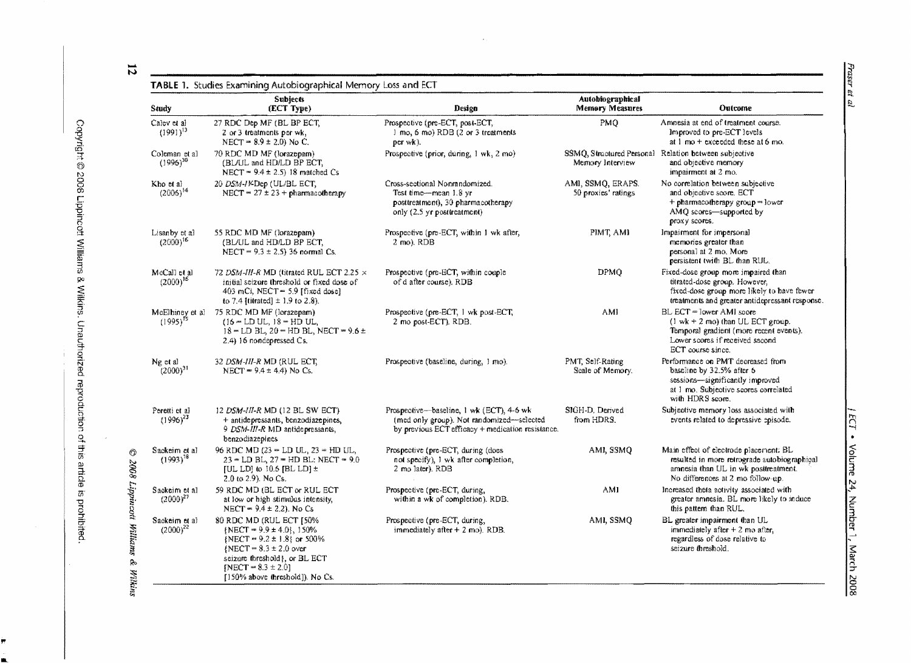**TABLE 1.** Studies Examining Autobiographical Memory Loss and ECT

| Study | Subjects (ECT Type) | Design | Autobiographical Memory Measures | Outcome |
|---|---|---|---|---|
| Calev et al (1991)[13] | 27 RDC Dep MF (BL BP ECT, 2 or 3 treatments per wk, NECT = 8.9 ± 2.0) No C. | Prospective (pre-ECT, post-ECT, 1 mo, 6 mo) RDB (2 or 3 treatments per wk). | PMQ | Amnesia at end of treatment course. Improved to pre-ECT levels at 1 mo + exceeded these at 6 mo. |
| Coleman et al (1996)[30] | 70 RDC MD MF (lorazepam) (BL/UL and HD/LD BP ECT, NECT = 9.4 ± 2.5) 18 matched Cs | Prospective (prior, during, 1 wk, 2 mo) | SSMQ, Structured Personal Memory Interview | Relation between subjective and objective memory impairment at 2 mo. |
| Kho et al (2006)[14] | 20 *DSM-IV*-Dep (UL/BL ECT, NECT = 27 ± 23 + pharmacotherapy | Cross-sectional Nonrandomized. Test time—mean 1.8 yr posttreatment), 30 pharmacotherapy only (2.5 yr posttreatment) | AMI, SSMQ, ERAPS. 50 proxies' ratings | No correlation between subjective and objective score. ECT + pharmacotherapy group = lower AMQ scores—supported by proxy scores. |
| Lisanby et al (2000)[16] | 55 RDC MD MF (lorazepam) (BL/UL and HD/LD BP ECT, NECT = 9.3 ± 2.5) 36 normal Cs. | Prospective (pre-ECT, within 1 wk after, 2 mo). RDB | PIMT, AMI | Impairment for impersonal memories greater than personal at 2 mo. More persistent with BL than RUL. |
| McCall et al (2000)[16] | 72 *DSM-III-R* MD (titrated RUL ECT 2.25 × initial seizure threshold or fixed dose of 403 mCi, NECT = 5.9 [fixed dose] to 7.4 [titrated] ± 1.9 to 2.8). | Prospective (pre-ECT, within couple of d after course). RDB | DPMQ | Fixed-dose group more impaired than titrated-dose group. However, fixed-dose group more likely to have fewer treatments and greater antidepressant response. |
| McElhiney et al (1995)[15] | 75 RDC MD MF (lorazepam) (16 = LD UL, 18 = HD UL, 18 = LD BL, 20 = HD BL, NECT = 9.6 ± 2.4) 16 nondepressed Cs. | Prospective (pre-ECT, 1 wk post-ECT, 2 mo post-ECT). RDB. | AMI | BL ECT = lower AMI score (1 wk + 2 mo) than UL ECT group. Temporal gradient (more recent events). Lower scores if received second ECT course since. |
| Ng et al (2000)[31] | 32 *DSM-III-R* MD (RUL ECT, NECT = 9.4 ± 4.4) No Cs. | Prospective (baseline, during, 1 mo). | PMT, Self-Rating Scale of Memory. | Performance on PMT decreased from baseline by 32.5% after 6 sessions—significantly improved at 1 mo. Subjective scores correlated with HDRS score. |
| Peretti et al (1996)[23] | 12 *DSM-III-R* MD (12 BL SW ECT) + antidepressants, benzodiazepines, 9 *DSM-III-R* MD antidepressants, benzodiazepines | Prospective—baseline, 1 wk (ECT), 4-6 wk (med only group). Not randomized—selected by previous ECT efficacy + medication resistance. | SIGH-D. Derived from HDRS. | Subjective memory loss associated with events related to depressive episode. |
| Sackeim et al (1993)[18] | 96 RDC MD (23 = LD UL, 23 = HD UL, 23 = LD BL, 27 = HD BL: NECT = 9.0 [UL LD] to 10.6 [BL LD] ± 2.0 to 2.9). No Cs. | Prospective (pre-ECT, during (does not specify), 1 wk after completion, 2 mo later). RDB | AMI, SSMQ | Main effect of electrode placement: BL resulted in more retrograde autobiographical amnesia than UL in wk posttreatment. No differences at 2 mo follow-up. |
| Sackeim et al (2000)[27] | 59 RDC MD (BL ECT or RUL ECT at low or high stimulus intensity, NECT = 9.4 ± 2.2). No Cs | Prospective (pre-ECT, during, within a wk of completion). RDB. | AMI | Increased theta activity associated with greater amnesia. BL more likely to induce this pattern than RUL. |
| Sackeim et al (2000)[22] | 80 RDC MD (RUL ECT [50% {NECT = 9.9 ± 4.0}, 150% {NECT = 9.2 ± 1.8} or 500% {NECT = 8.3 ± 2.0 over seizure threshold}, or BL ECT [NECT = 8.3 ± 2.0] [150% above threshold]). No Cs. | Prospective (pre-ECT, during, immediately after + 2 mo). RDB. | AMI, SSMQ | BL greater impairment than UL immediately after + 2 mo after, regardless of dose relative to seizure threshold. |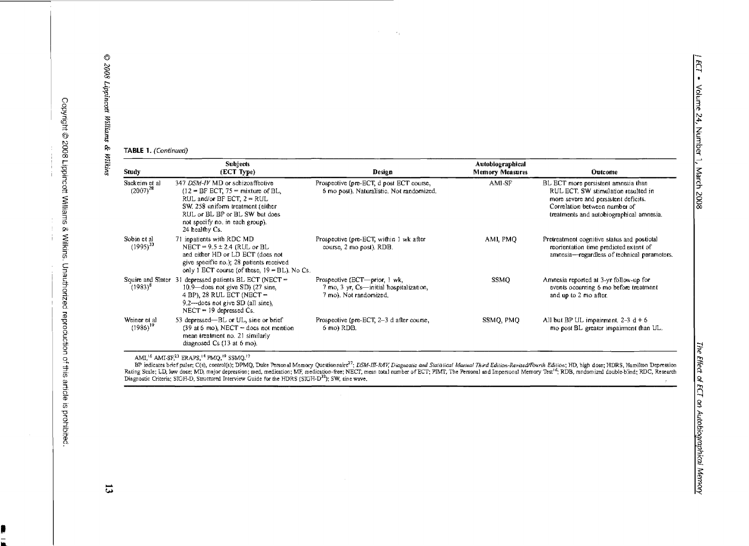**TABLE 1.** *(Continued)*

| Study | Subjects (ECT Type) | Design | Autobiographical Memory Measures | Outcome |
|---|---|---|---|---|
| Sackeim et al (2007)[28] | 347 *DSM-IV* MD or schizoaffective (12 = BF ECT, 75 = mixture of BL, RUL and/or BF ECT, 2 = RUL SW. 258 uniform treatment (either RUL or BL BP or BL SW but does not specify no. in each group). 24 healthy Cs. | Prospective (pre-ECT, d post ECT course, 6 mo post). Naturalistic. Not randomized. | AMI-SF | BL ECT more persistent amnesia than RUL ECT. SW stimulation resulted in more severe and persistent deficits. Correlation between number of treatments and autobiographical amnesia. |
| Sobin et al (1995)[33] | 71 inpatients with RDC MD NECT = 9.5 ± 2.4 (RUL or BL and either HD or LD ECT (does not give specific no.); 28 patients received only 1 ECT course (of these, 19 = BL). No Cs. | Prospective (pre-ECT, within 1 wk after course, 2 mo post). RDB. | AMI, PMQ | Pretreatment cognitive status and postictal reorientation time predicted extent of amnesia—regardless of technical parameters. |
| Squire and Slater (1983)[8] | 31 depressed patients BL ECT (NECT = 10.9—does not give SD) (27 sine, 4 BP), 28 RUL ECT (NECT = 9.2—does not give SD (all sine), NECT = 19 depressed Cs. | Prospective (ECT—prior, 1 wk, 7 mo, 3 yr, Cs—initial hospitalization, 7 mo). Not randomized. | SSMQ | Amnesia reported at 3-yr follow-up for events occurring 6 mo before treatment and up to 2 mo after. |
| Weiner et al (1986)[19] | 53 depressed—BL or UL, sine or brief (39 at 6 mo), NECT – does not mention mean treatment no. 21 similarly diagnosed Cs (13 at 6 mo). | Prospective (pre-ECT, 2–3 d after course, 6 mo) RDB. | SSMQ, PMQ | All but BP UL impairment. 2–3 d + 6 mo post BL greater impairment than UL. |

AMI,[16] AMI-SF,[23] ERAPS,[14] PMQ,[19] SSMQ.[17]

BP indicates brief pulse; C(s), control(s); DPMQ, Duke Personal Memory Questionnaire[27]; *DSM-III-R/IV, Diagnostic and Statistical Manual Third Edition-Revised/Fourth Edition*; HD, high dose; HDRS, Hamilton Depression Rating Scale; LD, low dose; MD, major depression; med, medication; MF, medication-free; NECT, mean total number of ECT; PIMT, The Personal and Impersonal Memory Test[16]; RDB, randomized double-blind; RDC, Research Diagnostic Criteria; SIGH-D, Structured Interview Guide for the HDRS (SIGH-D[32]); SW, sine wave.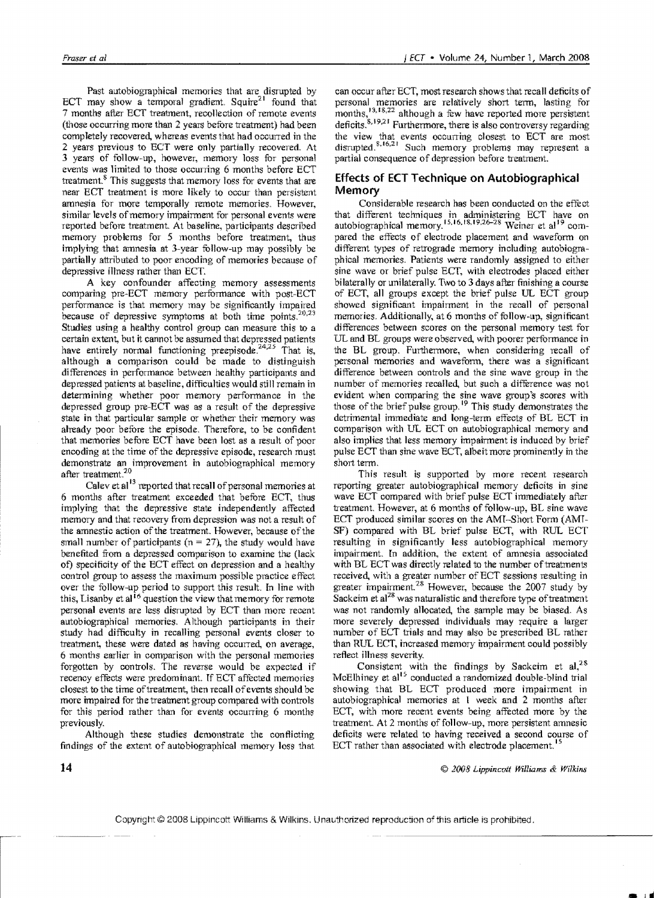Past autobiographical memories that are disrupted by ECT may show a temporal gradient. Squire[21] found that 7 months after ECT treatment, recollection of remote events (those occurring more than 2 years before treatment) had been completely recovered, whereas events that had occurred in the 2 years previous to ECT were only partially recovered. At 3 years of follow-up, however, memory loss for personal events was limited to those occurring 6 months before ECT treatment.[8] This suggests that memory loss for events that are near ECT treatment is more likely to occur than persistent amnesia for more temporally remote memories. However, similar levels of memory impairment for personal events were reported before treatment. At baseline, participants described memory problems for 5 months before treatment, thus implying that amnesia at 3-year follow-up may possibly be partially attributed to poor encoding of memories because of depressive illness rather than ECT.

A key confounder affecting memory assessments comparing pre-ECT memory performance with post-ECT performance is that memory may be significantly impaired because of depressive symptoms at both time points.[20,23] Studies using a healthy control group can measure this to a certain extent, but it cannot be assumed that depressed patients have entirely normal functioning preepisode.[24,25] That is, although a comparison could be made to distinguish differences in performance between healthy participants and depressed patients at baseline, difficulties would still remain in determining whether poor memory performance in the depressed group pre-ECT was as a result of the depressive state in that particular sample or whether their memory was already poor before the episode. Therefore, to be confident that memories before ECT have been lost as a result of poor encoding at the time of the depressive episode, research must demonstrate an improvement in autobiographical memory after treatment.[20]

Calev et al[13] reported that recall of personal memories at 6 months after treatment exceeded that before ECT, thus implying that the depressive state independently affected memory and that recovery from depression was not a result of the amnestic action of the treatment. However, because of the small number of participants (n = 27), the study would have benefited from a depressed comparison to examine the (lack of) specificity of the ECT effect on depression and a healthy control group to assess the maximum possible practice effect over the follow-up period to support this result. In line with this, Lisanby et al[16] question the view that memory for remote personal events are less disrupted by ECT than more recent autobiographical memories. Although participants in their study had difficulty in recalling personal events closer to treatment, these were dated as having occurred, on average, 6 months earlier in comparison with the personal memories forgotten by controls. The reverse would be expected if recency effects were predominant. If ECT affected memories closest to the time of treatment, then recall of events should be more impaired for the treatment group compared with controls for this period rather than for events occurring 6 months previously.

Although these studies demonstrate the conflicting findings of the extent of autobiographical memory loss that can occur after ECT, most research shows that recall deficits of personal memories are relatively short term, lasting for months,[13,18,22] although a few have reported more persistent deficits.[8,19,21] Furthermore, there is also controversy regarding the view that events occurring closest to ECT are most disrupted.[8,16,21] Such memory problems may represent a partial consequence of depression before treatment.

## Effects of ECT Technique on Autobiographical Memory

Considerable research has been conducted on the effect that different techniques in administering ECT have on autobiographical memory.[15,16,18,19,26–28] Weiner et al[19] compared the effects of electrode placement and waveform on different types of retrograde memory including autobiographical memories. Patients were randomly assigned to either sine wave or brief pulse ECT, with electrodes placed either bilaterally or unilaterally. Two to 3 days after finishing a course of ECT, all groups except the brief pulse UL ECT group showed significant impairment in the recall of personal memories. Additionally, at 6 months of follow-up, significant differences between scores on the personal memory test for UL and BL groups were observed, with poorer performance in the BL group. Furthermore, when considering recall of personal memories and waveform, there was a significant difference between controls and the sine wave group in the number of memories recalled, but such a difference was not evident when comparing the sine wave group's scores with those of the brief pulse group.[19] This study demonstrates the detrimental immediate and long-term effects of BL ECT in comparison with UL ECT on autobiographical memory and also implies that less memory impairment is induced by brief pulse ECT than sine wave ECT, albeit more prominently in the short term.

This result is supported by more recent research reporting greater autobiographical memory deficits in sine wave ECT compared with brief pulse ECT immediately after treatment. However, at 6 months of follow-up, BL sine wave ECT produced similar scores on the AMI–Short Form (AMI-SF) compared with BL brief pulse ECT, with RUL ECT resulting in significantly less autobiographical memory impairment. In addition, the extent of amnesia associated with BL ECT was directly related to the number of treatments received, with a greater number of ECT sessions resulting in greater impairment.[28] However, because the 2007 study by Sackeim et al[28] was naturalistic and therefore type of treatment was not randomly allocated, the sample may be biased. As more severely depressed individuals may require a larger number of ECT trials and may also be prescribed BL rather than RUL ECT, increased memory impairment could possibly reflect illness severity.

Consistent with the findings by Sackeim et al,[28] McElhiney et al[15] conducted a randomized double-blind trial showing that BL ECT produced more impairment in autobiographical memories at 1 week and 2 months after ECT, with more recent events being affected more by the treatment. At 2 months of follow-up, more persistent amnesic deficits were related to having received a second course of ECT rather than associated with electrode placement.[15]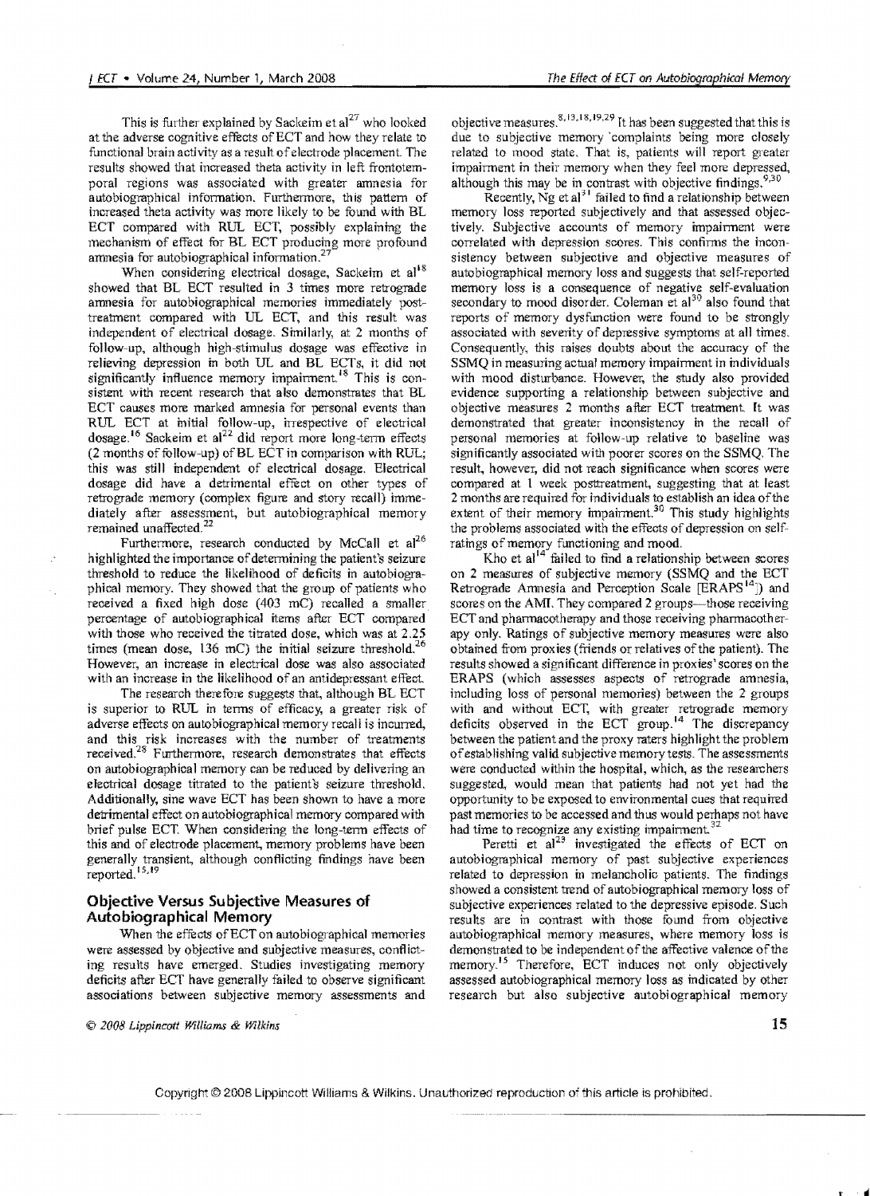This is further explained by Sackeim et al[27] who looked at the adverse cognitive effects of ECT and how they relate to functional brain activity as a result of electrode placement. The results showed that increased theta activity in left frontotemporal regions was associated with greater amnesia for autobiographical information. Furthermore, this pattern of increased theta activity was more likely to be found with BL ECT compared with RUL ECT, possibly explaining the mechanism of effect for BL ECT producing more profound amnesia for autobiographical information.[27]

When considering electrical dosage, Sackeim et al[18] showed that BL ECT resulted in 3 times more retrograde amnesia for autobiographical memories immediately posttreatment compared with UL ECT, and this result was independent of electrical dosage. Similarly, at 2 months of follow-up, although high-stimulus dosage was effective in relieving depression in both UL and BL ECTs, it did not significantly influence memory impairment.[18] This is consistent with recent research that also demonstrates that BL ECT causes more marked amnesia for personal events than RUL ECT at initial follow-up, irrespective of electrical dosage.[16] Sackeim et al[22] did report more long-term effects (2 months of follow-up) of BL ECT in comparison with RUL; this was still independent of electrical dosage. Electrical dosage did have a detrimental effect on other types of retrograde memory (complex figure and story recall) immediately after assessment, but autobiographical memory remained unaffected.[22]

Furthermore, research conducted by McCall et al[26] highlighted the importance of determining the patient's seizure threshold to reduce the likelihood of deficits in autobiographical memory. They showed that the group of patients who received a fixed high dose (403 mC) recalled a smaller percentage of autobiographical items after ECT compared with those who received the titrated dose, which was at 2.25 times (mean dose, 136 mC) the initial seizure threshold.[26] However, an increase in electrical dose was also associated with an increase in the likelihood of an antidepressant effect.

The research therefore suggests that, although BL ECT is superior to RUL in terms of efficacy, a greater risk of adverse effects on autobiographical memory recall is incurred, and this risk increases with the number of treatments received.[28] Furthermore, research demonstrates that effects on autobiographical memory can be reduced by delivering an electrical dosage titrated to the patient's seizure threshold. Additionally, sine wave ECT has been shown to have a more detrimental effect on autobiographical memory compared with brief pulse ECT. When considering the long-term effects of this and of electrode placement, memory problems have been generally transient, although conflicting findings have been reported.[15,19]

## Objective Versus Subjective Measures of Autobiographical Memory

When the effects of ECT on autobiographical memories were assessed by objective and subjective measures, conflicting results have emerged. Studies investigating memory deficits after ECT have generally failed to observe significant associations between subjective memory assessments and objective measures.[8,13,18,19,29] It has been suggested that this is due to subjective memory complaints being more closely related to mood state. That is, patients will report greater impairment in their memory when they feel more depressed, although this may be in contrast with objective findings.[9,30]

Recently, Ng et al[31] failed to find a relationship between memory loss reported subjectively and that assessed objectively. Subjective accounts of memory impairment were correlated with depression scores. This confirms the inconsistency between subjective and objective measures of autobiographical memory loss and suggests that self-reported memory loss is a consequence of negative self-evaluation secondary to mood disorder. Coleman et al[30] also found that reports of memory dysfunction were found to be strongly associated with severity of depressive symptoms at all times. Consequently, this raises doubts about the accuracy of the SSMQ in measuring actual memory impairment in individuals with mood disturbance. However, the study also provided evidence supporting a relationship between subjective and objective measures 2 months after ECT treatment. It was demonstrated that greater inconsistency in the recall of personal memories at follow-up relative to baseline was significantly associated with poorer scores on the SSMQ. The result, however, did not reach significance when scores were compared at 1 week posttreatment, suggesting that at least 2 months are required for individuals to establish an idea of the extent of their memory impairment.[30] This study highlights the problems associated with the effects of depression on self-ratings of memory functioning and mood.

Kho et al[14] failed to find a relationship between scores on 2 measures of subjective memory (SSMQ and the ECT Retrograde Amnesia and Perception Scale [ERAPS[14]]) and scores on the AMI. They compared 2 groups—those receiving ECT and pharmacotherapy and those receiving pharmacotherapy only. Ratings of subjective memory measures were also obtained from proxies (friends or relatives of the patient). The results showed a significant difference in proxies' scores on the ERAPS (which assesses aspects of retrograde amnesia, including loss of personal memories) between the 2 groups with and without ECT, with greater retrograde memory deficits observed in the ECT group.[14] The discrepancy between the patient and the proxy raters highlight the problem of establishing valid subjective memory tests. The assessments were conducted within the hospital, which, as the researchers suggested, would mean that patients had not yet had the opportunity to be exposed to environmental cues that required past memories to be accessed and thus would perhaps not have had time to recognize any existing impairment.[32]

Peretti et al[23] investigated the effects of ECT on autobiographical memory of past subjective experiences related to depression in melancholic patients. The findings showed a consistent trend of autobiographical memory loss of subjective experiences related to the depressive episode. Such results are in contrast with those found from objective autobiographical memory measures, where memory loss is demonstrated to be independent of the affective valence of the memory.[15] Therefore, ECT induces not only objectively assessed autobiographical memory loss as indicated by other research but also subjective autobiographical memory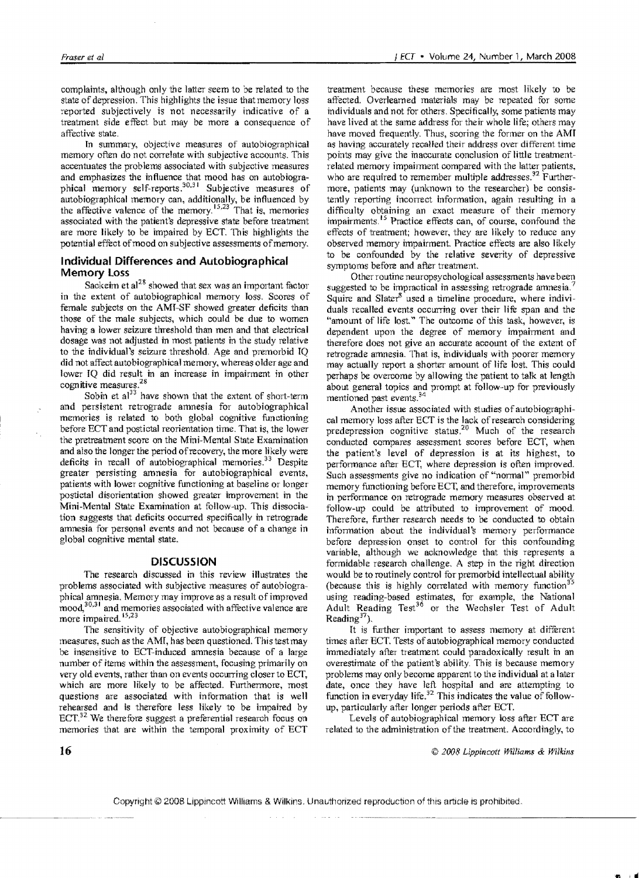complaints, although only the latter seem to be related to the state of depression. This highlights the issue that memory loss reported subjectively is not necessarily indicative of a treatment side effect but may be more a consequence of affective state.

In summary, objective measures of autobiographical memory often do not correlate with subjective accounts. This accentuates the problems associated with subjective measures and emphasizes the influence that mood has on autobiographical memory self-reports.[30,31] Subjective measures of autobiographical memory can, additionally, be influenced by the affective valence of the memory.[15,23] That is, memories associated with the patient's depressive state before treatment are more likely to be impaired by ECT. This highlights the potential effect of mood on subjective assessments of memory.

## Individual Differences and Autobiographical Memory Loss

Sackeim et al[28] showed that sex was an important factor in the extent of autobiographical memory loss. Scores of female subjects on the AMI-SF showed greater deficits than those of the male subjects, which could be due to women having a lower seizure threshold than men and that electrical dosage was not adjusted in most patients in the study relative to the individual's seizure threshold. Age and premorbid IQ did not affect autobiographical memory, whereas older age and lower IQ did result in an increase in impairment in other cognitive measures.[28]

Sobin et al[33] have shown that the extent of short-term and persistent retrograde amnesia for autobiographical memories is related to both global cognitive functioning before ECT and postictal reorientation time. That is, the lower the pretreatment score on the Mini-Mental State Examination and also the longer the period of recovery, the more likely were deficits in recall of autobiographical memories.[33] Despite greater persisting amnesia for autobiographical events, patients with lower cognitive functioning at baseline or longer postictal disorientation showed greater improvement in the Mini-Mental State Examination at follow-up. This dissociation suggests that deficits occurred specifically in retrograde amnesia for personal events and not because of a change in global cognitive mental state.

## DISCUSSION

The research discussed in this review illustrates the problems associated with subjective measures of autobiographical amnesia. Memory may improve as a result of improved mood,[30,31] and memories associated with affective valence are more impaired.[15,23]

The sensitivity of objective autobiographical memory measures, such as the AMI, has been questioned. This test may be insensitive to ECT-induced amnesia because of a large number of items within the assessment, focusing primarily on very old events, rather than on events occurring closer to ECT, which are more likely to be affected. Furthermore, most questions are associated with information that is well rehearsed and is therefore less likely to be impaired by ECT.[32] We therefore suggest a preferential research focus on memories that are within the temporal proximity of ECT treatment because these memories are most likely to be affected. Overlearned materials may be repeated for some individuals and not for others. Specifically, some patients may have lived at the same address for their whole life; others may have moved frequently. Thus, scoring the former on the AMI as having accurately recalled their address over different time points may give the inaccurate conclusion of little treatment-related memory impairment compared with the latter patients, who are required to remember multiple addresses.[32] Furthermore, patients may (unknown to the researcher) be consistently reporting incorrect information, again resulting in a difficulty obtaining an exact measure of their memory impairments.[15] Practice effects can, of course, confound the effects of treatment; however, they are likely to reduce any observed memory impairment. Practice effects are also likely to be confounded by the relative severity of depressive symptoms before and after treatment.

Other routine neuropsychological assessments have been suggested to be impractical in assessing retrograde amnesia.[7] Squire and Slater[8] used a timeline procedure, where individuals recalled events occurring over their life span and the "amount of life lost." The outcome of this task, however, is dependent upon the degree of memory impairment and therefore does not give an accurate account of the extent of retrograde amnesia. That is, individuals with poorer memory may actually report a shorter amount of life lost. This could perhaps be overcome by allowing the patient to talk at length about general topics and prompt at follow-up for previously mentioned past events.[34]

Another issue associated with studies of autobiographical memory loss after ECT is the lack of research considering predepression cognitive status.[20] Much of the research conducted compares assessment scores before ECT, when the patient's level of depression is at its highest, to performance after ECT, where depression is often improved. Such assessments give no indication of "normal" premorbid memory functioning before ECT, and therefore, improvements in performance on retrograde memory measures observed at follow-up could be attributed to improvement of mood. Therefore, further research needs to be conducted to obtain information about the individual's memory performance before depression onset to control for this confounding variable, although we acknowledge that this represents a formidable research challenge. A step in the right direction would be to routinely control for premorbid intellectual ability (because this is highly correlated with memory function[35] using reading-based estimates, for example, the National Adult Reading Test[36] or the Wechsler Test of Adult Reading[37]).

It is further important to assess memory at different times after ECT. Tests of autobiographical memory conducted immediately after treatment could paradoxically result in an overestimate of the patient's ability. This is because memory problems may only become apparent to the individual at a later date, once they have left hospital and are attempting to function in everyday life.[32] This indicates the value of follow-up, particularly after longer periods after ECT.

Levels of autobiographical memory loss after ECT are related to the administration of the treatment. Accordingly, to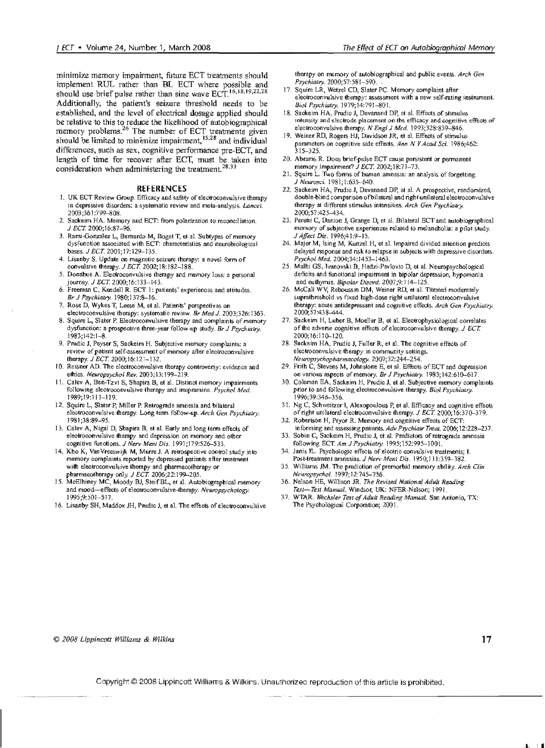minimize memory impairment, future ECT treatments should implement RUL rather than BL ECT where possible and should use brief pulse rather than sine wave ECT.[16,18,19,22,28] Additionally, the patient's seizure threshold needs to be established, and the level of electrical dosage applied should be relative to this to reduce the likelihood of autobiographical memory problems.[26] The number of ECT treatments given should be limited to minimize impairment,[15,28] and individual differences, such as sex, cognitive performance pre-ECT, and length of time for recover after ECT, must be taken into consideration when administering the treatment.[28,33]

## REFERENCES

1. UK ECT Review Group. Efficacy and safety of electroconvulsive therapy in depressive disorders: a systematic review and meta-analysis. *Lancet.* 2003;361:799–808.
2. Sackeim HA. Memory and ECT: from polarization to reconciliation. *J ECT.* 2000;16:87–96.
3. Rami-Gonzalez L, Bernardo M, Boget T, et al. Subtypes of memory dysfunction associated with ECT: characteristics and neurobiological bases. *J ECT.* 2001;17:129–135.
4. Lisanby S. Update on magnetic seizure therapy: a novel form of convulsive therapy. *J ECT.* 2002;18:182–188.
5. Donahue A. Electroconvulsive therapy and memory loss: a personal journey. *J ECT.* 2000;16:133–143.
6. Freeman C, Kendell R. ECT 1: patients' experiences and attitudes. *Br J Psychiatry.* 1980;137:8–16.
7. Rose D, Wykes T, Leese M, et al. Patients' perspectives on electroconvulsive therapy: systematic review. *Br Med J.* 2003;326:1363.
8. Squire L, Slater P. Electroconvulsive therapy and complaints of memory dysfunction: a prospective three-year follow-up study. *Br J Psychiatry.* 1983;142:1–8.
9. Prudic J, Peyser S, Sackeim H. Subjective memory complaints: a review of patient self-assessment of memory after electroconvulsive therapy. *J ECT.* 2000;16:121–132.
10. Reisner AD. The electroconvulsive therapy controversy: evidence and ethics. *Neuropsychol Rev.* 2003;13:199–219.
11. Calev A, Ben-Tzvi E, Shapira B, et al. Distinct memory impairments following electroconvulsive therapy and imipramine. *Psychol Med.* 1989;19:111–119.
12. Squire L, Slater P, Miller P. Retrograde amnesia and bilateral electroconvulsive therapy. Long term follow-up. *Arch Gen Psychiatry.* 1981;38:89–95.
13. Calev A, Nigal D, Shapira B, et al. Early and long term effects of electroconvulsive therapy and depression on memory and other cognitive functions. *J Nerv Ment Dis.* 1991;179:526–533.
14. Kho K, VanVreeswijk M, Murre J. A retrospective control study into memory complaints reported by depressed patients after treatment with electroconvulsive therapy and pharmacotherapy or pharmacotherapy only. *J ECT.* 2006;22:199–205.
15. McElhiney MC, Moody BJ, Steif BL, et al. Autobiographical memory and mood—effects of electroconvulsive-therapy. *Neuropsychology.* 1995;9:501–517.
16. Lisanby SH, Maddox JH, Prudic J, et al. The effects of electroconvulsive therapy on memory of autobiographical and public events. *Arch Gen Psychiatry.* 2000;57:581–590.
17. Squire LR, Wetzel CD, Slater PC. Memory complaint after electroconvulsive therapy: assessment with a new self-rating instrument. *Biol Psychiatry.* 1979;14:791–801.
18. Sackeim HA, Prudic J, Devanand DP, et al. Effects of stimulus intensity and electrode placement on the efficacy and cognitive effects of electroconvulsive therapy. *N Engl J Med.* 1993;328:839–846.
19. Weiner RD, Rogers HJ, Davidson JR, et al. Effects of stimulus parameters on cognitive side effects. *Ann N Y Acad Sci.* 1986;462:315–325.
20. Abrams R. Does brief-pulse ECT cause persistent or permanent memory impairment? *J ECT.* 2002;18:71–73.
21. Squire L. Two forms of human amnesia: an analysis of forgetting. *J Neurosci.* 1981;1:635–640.
22. Sackeim HA, Prudic J, Devanand DP, et al. A prospective, randomized, double-blind comparison of bilateral and right unilateral electroconvulsive therapy at different stimulus intensities. *Arch Gen Psychiatry.* 2000;57:425–434.
23. Peretti C, Danion J, Grange D, et al. Bilateral ECT and autobiographical memory of subjective experiences related to melancholia: a pilot study. *J Affect Dis.* 1996;41:9–15.
24. Majer M, Ising M, Kunzel H, et al. Impaired divided attention predicts delayed response and risk to relapse in subjects with depressive disorders. *Psychol Med.* 2004;34:1453–1463.
25. Malhi GS, Ivanovski B, Hadzi-Pavlovic D, et al. Neuropsychological deficits and functional impairment in bipolar depression, hypomania and euthymia. *Bipolar Disord.* 2007;9:114–125.
26. McCall WV, Reboussin DM, Weiner RD, et al. Titrated moderately suprathreshold vs fixed high-dose right unilateral electroconvulsive therapy: acute antidepressant and cognitive effects. *Arch Gen Psychiatry.* 2000;57:438–444.
27. Sackeim H, Luber B, Moeller B, et al. Electrophysiological correlates of the adverse cognitive effects of electroconvulsive therapy. *J ECT.* 2000;16:110–120.
28. Sackeim HA, Prudic J, Fuller R, et al. The cognitive effects of electroconvulsive therapy in community settings. *Neuropsychopharmacology.* 2007;32:244–254.
29. Frith C, Stevens M, Johnstone E, et al. Effects of ECT and depression on various aspects of memory. *Br J Psychiatry.* 1983;142:610–617.
30. Coleman EA, Sackeim H, Prudic J, et al. Subjective memory complaints prior to and following electroconvulsive therapy. *Biol Psychiatry.* 1996;39:346–356.
31. Ng C, Schweitzer I, Alexopoulous P, et al. Efficacy and cognitive effects of right unilateral electroconvulsive therapy. *J ECT.* 2000;16:370–379.
32. Robertson H, Pryor R. Memory and cognitive effects of ECT: informing and assessing patients. *Adv Psychiatr Treat.* 2006;12:228–237.
33. Sobin C, Sackeim H, Prudic J, et al. Predictors of retrograde amnesia following ECT. *Am J Psychiatry.* 1995;152:995–1001.
34. Janis IL. Psychologic effects of electric convulsive treatments; I. Post-treatment amnesias. *J Nerv Ment Dis.* 1950;111:359–382.
35. Williams JM. The prediction of premorbid memory ability. *Arch Clin Neuropsychol.* 1997;12:745–756.
36. Nelson HE, Willison JR. *The Revised National Adult Reading Test—Test Manual.* Windsor, UK: NFER-Nelson; 1991.
37. WTAR. *Wechsler Test of Adult Reading Manual.* San Antonio, TX: The Psychological Corporation; 2001.